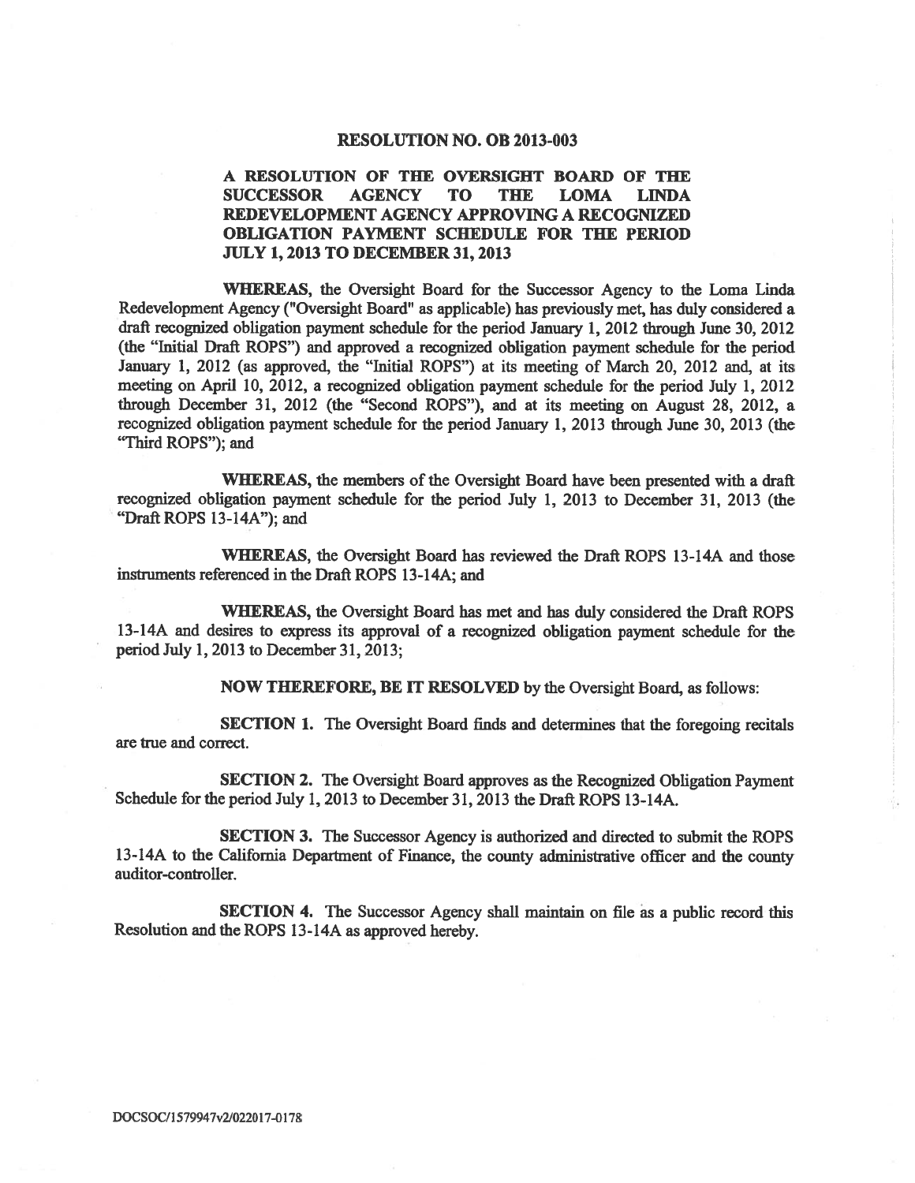# RESOLUTION NO. OB 2013-003

## A RESOLUTION OF THE OVERSIGHT BOARD OF THE SUCCESSOR AGENCY TO THE LOMA LINDA REDEVELOPMENT AGENCY APPROVING A RECOGNIZED OBLIGATION PAYMENT SCHEDULE FOR THE PERIOD JULY 1, 2013 TO DECEMBER 31, 2013

**WHEREAS,** the Oversight Board for the Successor Agency to the Loma Linda Redevelopment Agency ("Oversight Board" as applicable) has previously met, has duly considered a draft recognized obligation payment schedule for the period January 1, 2012 through June 30, 2012 (the "Initial Draft ROPS") and approved a recognized obligation payment schedule for the period January 1, 2012 (as approved, the "Initial ROPS") at its meeting of March 20, 2012 and, at its meeting on April 10, 2012, a recognized obligation payment schedule for the period July 1, 2012 through December 31, 2012 (the "Second ROPS"), and at its meeting on August 28, 2012, a recognized obligation payment schedule for the period January 1, 2013 through June 30, 2013 (the "Third ROPS"); and

**WHEREAS,** the members of the Oversight Board have been presented with a draft recognized obligation payment schedule for the period July 1, 2013 to December 31, 2013 (the "Draft ROPS 13-14A"); and

**WHEREAS,** the Oversight Board has reviewed the Draft ROPS 13-14A and those instruments referenced in the Draft ROPS 13-14A; and

**WHEREAS,** the Oversight Board has met and has duly considered the Draft ROPS 13-14A and desires to express its approval of a recognized obligation payment schedule for the period July 1, 2013 to December 31, 2013;

**NOW THEREFORE, BE IT RESOLVED** by the Oversight Board, as follows:

**SECTION 1.** The Oversight Board finds and determines that the foregoing recitals are true and correct.

**SECTION 2.** The Oversight Board approves as the Recognized Obligation Payment Schedule for the period July 1, 2013 to December 31, 2013 the Draft ROPS 13-14A.

**SECTION 3.** The Successor Agency is authorized and directed to submit the ROPS 13-14A to the California Department of Finance, the county administrative officer and the county auditor-controller.

**SECTION 4.** The Successor Agency shall maintain on file as a public record this Resolution and the ROPS 13-14A as approved hereby.

DOCSOC/1579947v2/022017-0178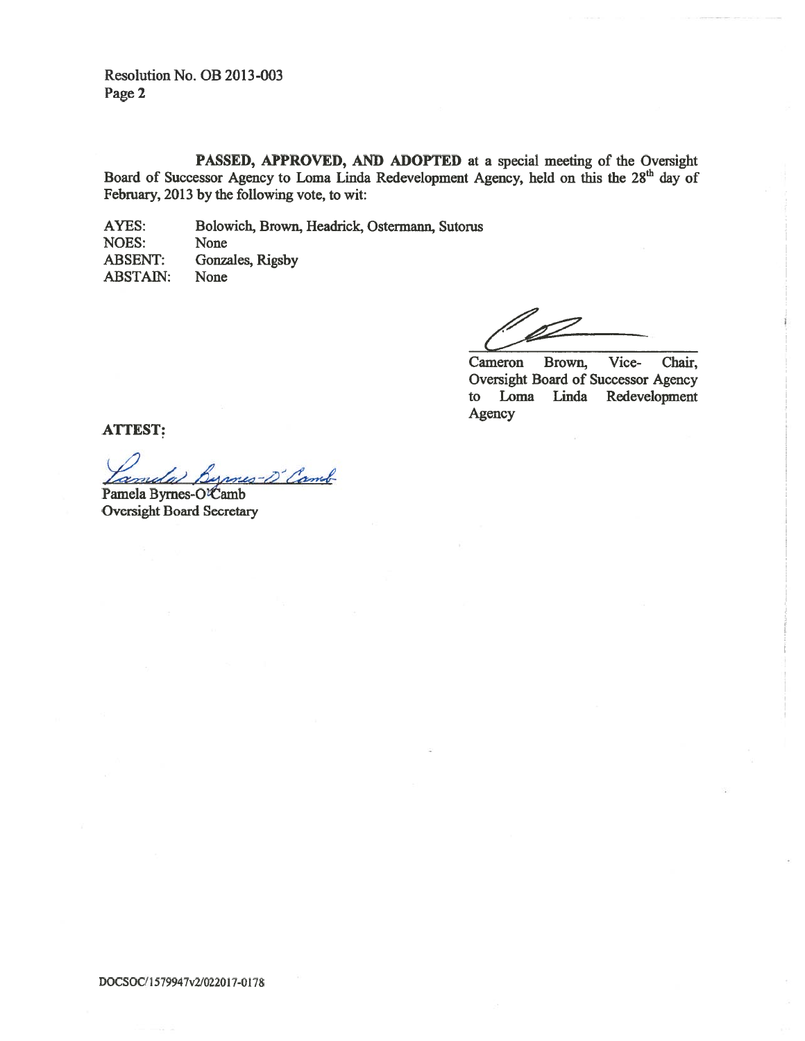Resolution No. OB 2013-003
Page 2

**PASSED, APPROVED, AND ADOPTED** at a special meeting of the Oversight Board of Successor Agency to Loma Linda Redevelopment Agency, held on this the 28th day of February, 2013 by the following vote, to wit:

AYES: Bolowich, Brown, Headrick, Ostermann, Sutorus
NOES: None
ABSENT: Gonzales, Rigsby
ABSTAIN: None

Cameron Brown, Vice- Chair, Oversight Board of Successor Agency to Loma Linda Redevelopment Agency

**ATTEST:**

Pamela Byrnes-O'Camb
Oversight Board Secretary

DOCSOC/1579947v2/022017-0178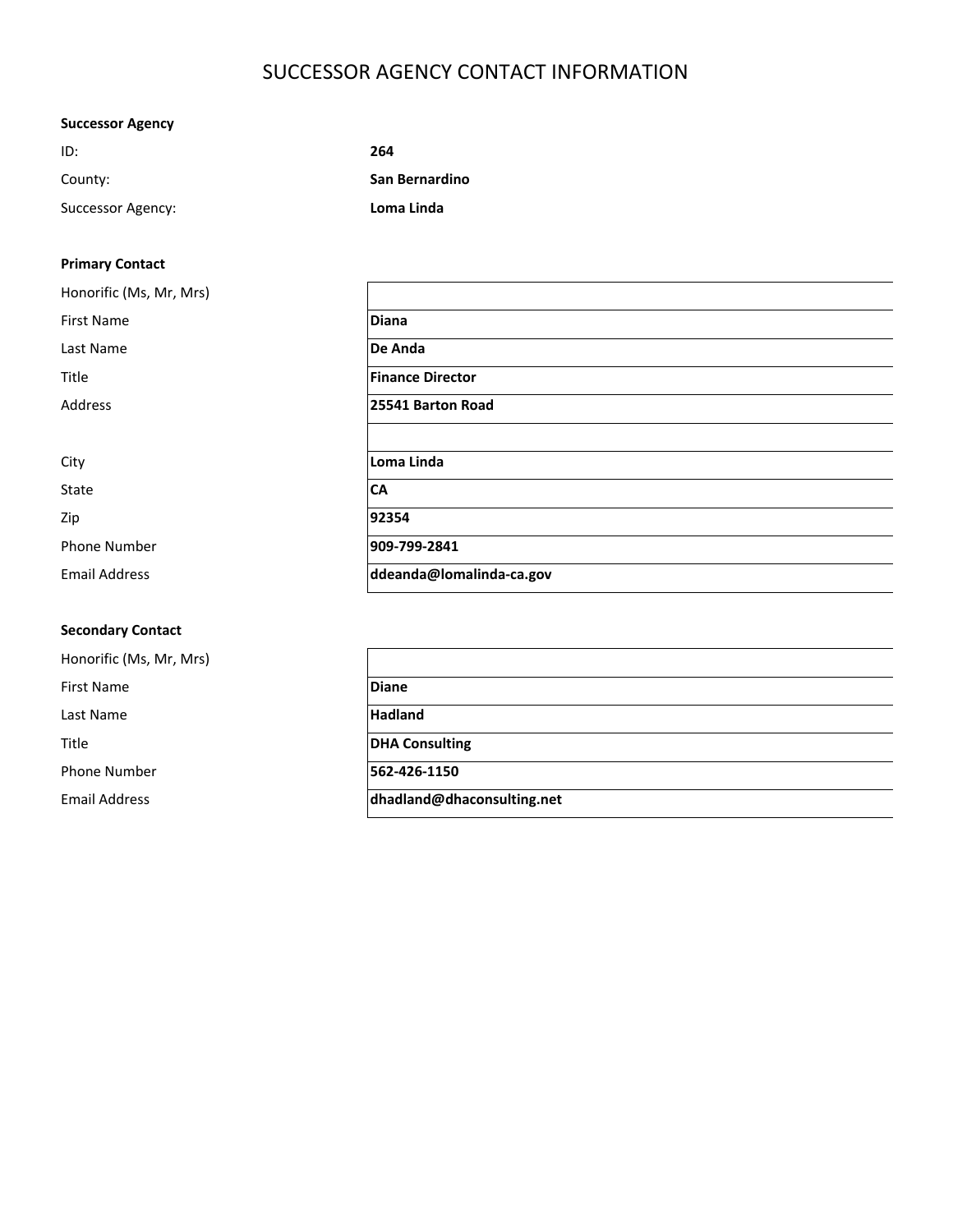# SUCCESSOR AGENCY CONTACT INFORMATION

**Successor Agency**

| | |
|---|---|
| ID: | **264** |
| County: | **San Bernardino** |
| Successor Agency: | **Loma Linda** |

**Primary Contact**

| | |
|---|---|
| Honorific (Ms, Mr, Mrs) | |
| First Name | **Diana** |
| Last Name | **De Anda** |
| Title | **Finance Director** |
| Address | **25541 Barton Road** |
| | |
| City | **Loma Linda** |
| State | **CA** |
| Zip | **92354** |
| Phone Number | **909-799-2841** |
| Email Address | **ddeanda@lomalinda-ca.gov** |

**Secondary Contact**

| | |
|---|---|
| Honorific (Ms, Mr, Mrs) | |
| First Name | **Diane** |
| Last Name | **Hadland** |
| Title | **DHA Consulting** |
| Phone Number | **562-426-1150** |
| Email Address | **dhadland@dhaconsulting.net** |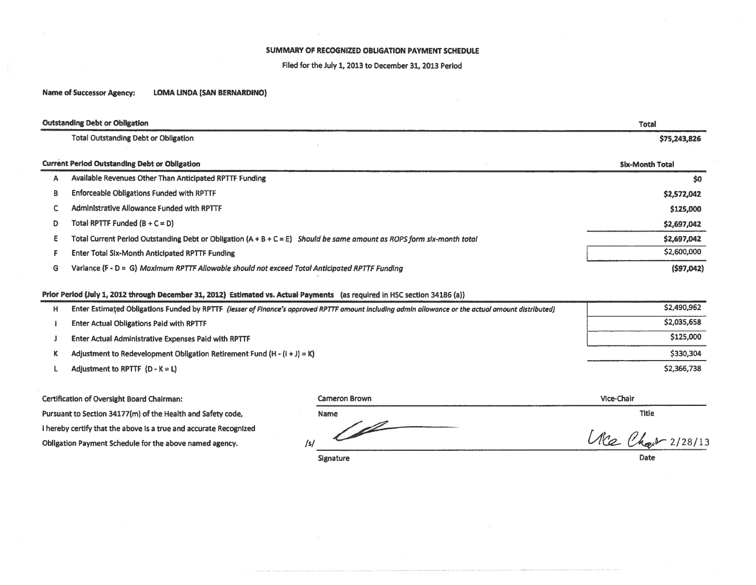# SUMMARY OF RECOGNIZED OBLIGATION PAYMENT SCHEDULE

Filed for the July 1, 2013 to December 31, 2013 Period

**Name of Successor Agency:** **LOMA LINDA (SAN BERNARDINO)**

| | **Outstanding Debt or Obligation** | **Total** |
|---|---|---|
| | Total Outstanding Debt or Obligation | **$75,243,826** |

| | **Current Period Outstanding Debt or Obligation** | **Six-Month Total** |
|---|---|---|
| A | Available Revenues Other Than Anticipated RPTTF Funding | **$0** |
| B | Enforceable Obligations Funded with RPTTF | **$2,572,042** |
| C | Administrative Allowance Funded with RPTTF | **$125,000** |
| D | Total RPTTF Funded (B + C = D) | **$2,697,042** |
| E | Total Current Period Outstanding Debt or Obligation (A + B + C = E) *Should be same amount as ROPS form six-month total* | **$2,697,042** |
| F | Enter Total Six-Month Anticipated RPTTF Funding | $2,600,000 |
| G | Variance (F - D = G) *Maximum RPTTF Allowable should not exceed Total Anticipated RPTTF Funding* | **($97,042)** |

**Prior Period (July 1, 2012 through December 31, 2012) Estimated vs. Actual Payments** (as required in HSC section 34186 (a))

| | | |
|---|---|---|
| H | Enter Estimated Obligations Funded by RPTTF *(lesser of Finance's approved RPTTF amount including admin allowance or the actual amount distributed)* | $2,490,962 |
| I | Enter Actual Obligations Paid with RPTTF | $2,035,658 |
| J | Enter Actual Administrative Expenses Paid with RPTTF | $125,000 |
| K | Adjustment to Redevelopment Obligation Retirement Fund (H - (I + J) = K) | $330,304 |
| L | Adjustment to RPTTF (D - K = L) | $2,366,738 |

Certification of Oversight Board Chairman:
Pursuant to Section 34177(m) of the Health and Safety code,
I hereby certify that the above is a true and accurate Recognized
Obligation Payment Schedule for the above named agency.

| Name | Title |
|---|---|
| Cameron Brown | Vice-Chair |

/s/ [signature] — Vice Chair 2/28/13

Signature | Date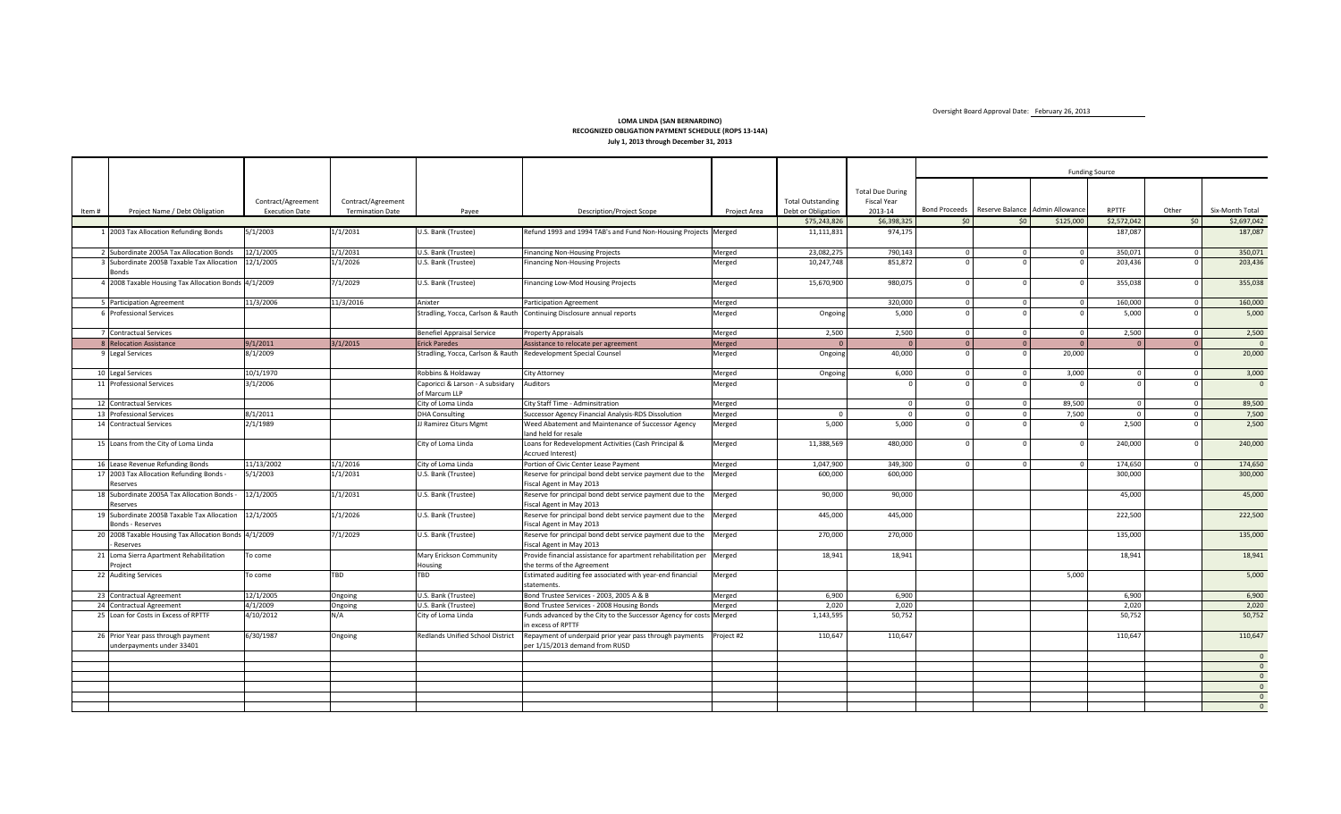Oversight Board Approval Date: February 26, 2013

**LOMA LINDA (SAN BERNARDINO)**
**RECOGNIZED OBLIGATION PAYMENT SCHEDULE (ROPS 13-14A)**
**July 1, 2013 through December 31, 2013**

| | | | | | | | | | Funding Source | | | | | | |
|---|---|---|---|---|---|---|---|---|---|---|---|---|---|---|---|
| Item # | Project Name / Debt Obligation | Contract/Agreement Execution Date | Contract/Agreement Termination Date | Payee | Description/Project Scope | Project Area | Total Outstanding Debt or Obligation | Total Due During Fiscal Year 2013-14 | Bond Proceeds | Reserve Balance | Admin Allowance | RPTTF | Other | Six-Month Total |
| | | | | | | | $75,243,826 | $6,398,325 | $0 | $0 | $125,000 | $2,572,042 | $0 | $2,697,042 |
| 1 | 2003 Tax Allocation Refunding Bonds | 5/1/2003 | 1/1/2031 | U.S. Bank (Trustee) | Refund 1993 and 1994 TAB's and Fund Non-Housing Projects | Merged | 11,111,831 | 974,175 | | | | 187,087 | | 187,087 |
| 2 | Subordinate 2005A Tax Allocation Bonds | 12/1/2005 | 1/1/2031 | U.S. Bank (Trustee) | Financing Non-Housing Projects | Merged | 23,082,275 | 790,143 | 0 | 0 | 0 | 350,071 | 0 | 350,071 |
| 3 | Subordinate 2005B Taxable Tax Allocation Bonds | 12/1/2005 | 1/1/2026 | U.S. Bank (Trustee) | Financing Non-Housing Projects | Merged | 10,247,748 | 851,872 | 0 | 0 | 0 | 203,436 | 0 | 203,436 |
| 4 | 2008 Taxable Housing Tax Allocation Bonds | 4/1/2009 | 7/1/2029 | U.S. Bank (Trustee) | Financing Low-Mod Housing Projects | Merged | 15,670,900 | 980,075 | 0 | 0 | 0 | 355,038 | 0 | 355,038 |
| 5 | Participation Agreement | 11/3/2006 | 11/3/2016 | Anixter | Participation Agreement | Merged | | 320,000 | 0 | 0 | 0 | 160,000 | 0 | 160,000 |
| 6 | Professional Services | | | Stradling, Yocca, Carlson & Rauth | Continuing Disclosure annual reports | Merged | Ongoing | 5,000 | 0 | 0 | 0 | 5,000 | 0 | 5,000 |
| 7 | Contractual Services | | | Benefiel Appraisal Service | Property Appraisals | Merged | 2,500 | 2,500 | 0 | 0 | 0 | 2,500 | 0 | 2,500 |
| 8 | Relocation Assistance | 9/1/2011 | 3/1/2015 | Erick Paredes | Assistance to relocate per agreement | Merged | 0 | 0 | 0 | 0 | 0 | 0 | 0 | 0 |
| 9 | Legal Services | 8/1/2009 | | Stradling, Yocca, Carlson & Rauth | Redevelopment Special Counsel | Merged | Ongoing | 40,000 | 0 | 0 | 20,000 | | 0 | 20,000 |
| 10 | Legal Services | 10/1/1970 | | Robbins & Holdaway | City Attorney | Merged | Ongoing | 6,000 | 0 | 0 | 3,000 | 0 | 0 | 3,000 |
| 11 | Professional Services | 3/1/2006 | | Caporicci & Larson - A subsidary of Marcum LLP | Auditors | Merged | | 0 | 0 | 0 | 0 | 0 | 0 | 0 |
| 12 | Contractual Services | | | City of Loma Linda | City Staff Time - Adminsitration | Merged | | 0 | 0 | 0 | 89,500 | 0 | 0 | 89,500 |
| 13 | Professional Services | 8/1/2011 | | DHA Consulting | Successor Agency Financial Analysis-RDS Dissolution | Merged | 0 | 0 | 0 | 0 | 7,500 | 0 | 0 | 7,500 |
| 14 | Contractual Services | 2/1/1989 | | JJ Ramirez Citurs Mgmt | Weed Abatement and Maintenance of Successor Agency land held for resale | Merged | 5,000 | 5,000 | 0 | 0 | 0 | 2,500 | 0 | 2,500 |
| 15 | Loans from the City of Loma Linda | | | City of Loma Linda | Loans for Redevelopment Activities (Cash Principal & Accrued Interest) | Merged | 11,388,569 | 480,000 | 0 | 0 | 0 | 240,000 | 0 | 240,000 |
| 16 | Lease Revenue Refunding Bonds | 11/13/2002 | 1/1/2016 | City of Loma Linda | Portion of Civic Center Lease Payment | Merged | 1,047,900 | 349,300 | 0 | 0 | 0 | 174,650 | 0 | 174,650 |
| 17 | 2003 Tax Allocation Refunding Bonds - Reserves | 5/1/2003 | 1/1/2031 | U.S. Bank (Trustee) | Reserve for principal bond debt service payment due to the Fiscal Agent in May 2013 | Merged | 600,000 | 600,000 | | | | 300,000 | | 300,000 |
| 18 | Subordinate 2005A Tax Allocation Bonds - Reserves | 12/1/2005 | 1/1/2031 | U.S. Bank (Trustee) | Reserve for principal bond debt service payment due to the Fiscal Agent in May 2013 | Merged | 90,000 | 90,000 | | | | 45,000 | | 45,000 |
| 19 | Subordinate 2005B Taxable Tax Allocation Bonds - Reserves | 12/1/2005 | 1/1/2026 | U.S. Bank (Trustee) | Reserve for principal bond debt service payment due to the Fiscal Agent in May 2013 | Merged | 445,000 | 445,000 | | | | 222,500 | | 222,500 |
| 20 | 2008 Taxable Housing Tax Allocation Bonds - Reserves | 4/1/2009 | 7/1/2029 | U.S. Bank (Trustee) | Reserve for principal bond debt service payment due to the Fiscal Agent in May 2013 | Merged | 270,000 | 270,000 | | | | 135,000 | | 135,000 |
| 21 | Loma Sierra Apartment Rehabilitation Project | To come | | Mary Erickson Community Housing | Provide financial assistance for apartment rehabilitation per the terms of the Agreement | Merged | 18,941 | 18,941 | | | | 18,941 | | 18,941 |
| 22 | Auditing Services | To come | TBD | TBD | Estimated auditing fee associated with year-end financial statements. | Merged | | | | | 5,000 | | | 5,000 |
| 23 | Contractual Agreement | 12/1/2005 | Ongoing | U.S. Bank (Trustee) | Bond Trustee Services - 2003, 2005 A & B | Merged | 6,900 | 6,900 | | | | 6,900 | | 6,900 |
| 24 | Contractual Agreement | 4/1/2009 | Ongoing | U.S. Bank (Trustee) | Bond Trustee Services - 2008 Housing Bonds | Merged | 2,020 | 2,020 | | | | 2,020 | | 2,020 |
| 25 | Loan for Costs in Excess of RPTTF | 4/10/2012 | N/A | City of Loma Linda | Funds advanced by the City to the Successor Agency for costs in excess of RPTTF | Merged | 1,143,595 | 50,752 | | | | 50,752 | | 50,752 |
| 26 | Prior Year pass through payment underpayments under 33401 | 6/30/1987 | Ongoing | Redlands Unified School District | Repayment of underpaid prior year pass through payments per 1/15/2013 demand from RUSD | Project #2 | 110,647 | 110,647 | | | | 110,647 | | 110,647 |
| | | | | | | | | | | | | | | 0 |
| | | | | | | | | | | | | | | 0 |
| | | | | | | | | | | | | | | 0 |
| | | | | | | | | | | | | | | 0 |
| | | | | | | | | | | | | | | 0 |
| | | | | | | | | | | | | | | 0 |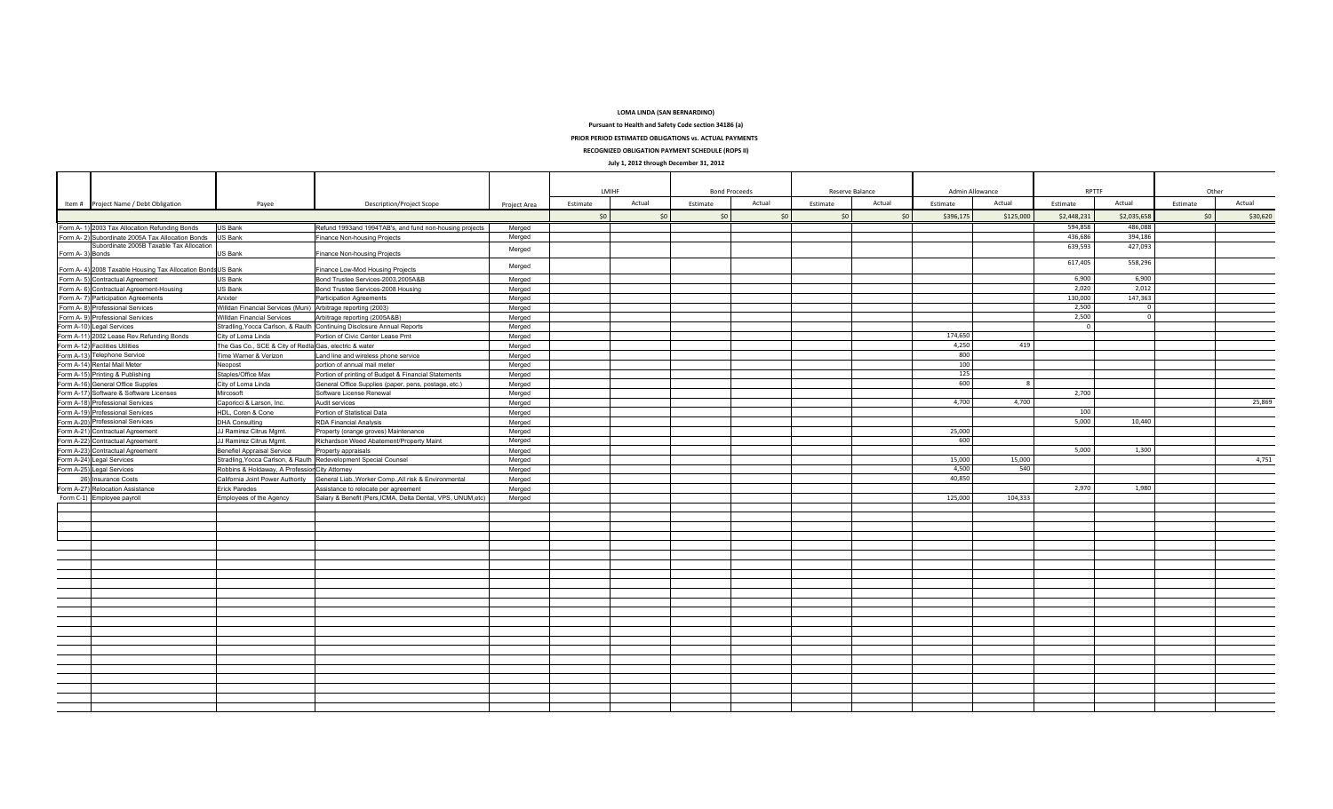**LOMA LINDA (SAN BERNARDINO)**

**Pursuant to Health and Safety Code section 34186 (a)**

**PRIOR PERIOD ESTIMATED OBLIGATIONS vs. ACTUAL PAYMENTS**

**RECOGNIZED OBLIGATION PAYMENT SCHEDULE (ROPS II)**

**July 1, 2012 through December 31, 2012**

| Item # | Project Name / Debt Obligation | Payee | Description/Project Scope | Project Area | LMIHF | | Bond Proceeds | | Reserve Balance | | Admin Allowance | | RPTTF | | Other | |
|---|---|---|---|---|---|---|---|---|---|---|---|---|---|---|---|---|
| | | | | | Estimate | Actual | Estimate | Actual | Estimate | Actual | Estimate | Actual | Estimate | Actual | Estimate | Actual |
| | | | | | $0 | $0 | $0 | $0 | $0 | $0 | $396,175 | $125,000 | $2,448,231 | $2,035,658 | $0 | $30,620 |
| Form A- 1) | 2003 Tax Allocation Refunding Bonds | US Bank | Refund 1993and 1994TAB's, and fund non-housing projects | Merged | | | | | | | | | 594,858 | 486,088 | | |
| Form A- 2) | Subordinate 2005A Tax Allocation Bonds | US Bank | Finance Non-housing Projects | Merged | | | | | | | | | 436,686 | 394,186 | | |
| Form A- 3) | Subordinate 2005B Taxable Tax Allocation Bonds | US Bank | Finance Non-housing Projects | Merged | | | | | | | | | 639,593 | 427,093 | | |
| Form A- 4) | 2008 Taxable Housing Tax Allocation Bonds | US Bank | Finance Low-Mod Housing Projects | Merged | | | | | | | | | 617,405 | 558,296 | | |
| Form A- 5) | Contractual Agreement | US Bank | Bond Trustee Services-2003,2005A&B | Merged | | | | | | | | | 6,900 | 6,900 | | |
| Form A- 6) | Contractual Agreement-Housing | US Bank | Bond Trustee Services-2008 Housing | Merged | | | | | | | | | 2,020 | 2,012 | | |
| Form A- 7) | Participation Agreements | Anixter | Participation Agreements | Merged | | | | | | | | | 130,000 | 147,363 | | |
| Form A- 8) | Professional Services | Willdan Financial Services (Muni) | Arbitrage reporting (2003) | Merged | | | | | | | | | 2,500 | 0 | | |
| Form A- 9) | Professional Services | Willdan Financial Services | Arbitrage reporting (2005A&B) | Merged | | | | | | | | | 2,500 | 0 | | |
| Form A-10) | Legal Services | Stradling,Yocca Carlson, & Rauth | Continuing Disclosure Annual Reports | Merged | | | | | | | | | 0 | | | |
| Form A-11) | 2002 Lease Rev.Refunding Bonds | City of Loma Linda | Portion of Civic Center Lease Pmt | Merged | | | | | | | 174,650 | | | | | |
| Form A-12) | Facilities Utilities | The Gas Co., SCE & City of Redla | Gas, electric & water | Merged | | | | | | | 4,250 | 419 | | | | |
| Form A-13) | Telephone Service | Time Warner & Verizon | Land line and wireless phone service | Merged | | | | | | | 800 | | | | | |
| Form A-14) | Rental Mail Meter | Neopost | portion of annual mail meter | Merged | | | | | | | 100 | | | | | |
| Form A-15) | Printing & Publishing | Staples/Office Max | Portion of printing of Budget & Financial Statements | Merged | | | | | | | 125 | | | | | |
| Form A-16) | General Office Supplies | City of Loma Linda | General Office Supplies (paper, pens, postage, etc.) | Merged | | | | | | | 600 | 8 | | | | |
| Form A-17) | Software & Software Licenses | Mircosoft | Software License Renewal | Merged | | | | | | | | | 2,700 | | | |
| Form A-18) | Professional Services | Caporicci & Larson, Inc. | Audit services | Merged | | | | | | | 4,700 | 4,700 | | | | 25,869 |
| Form A-19) | Professional Services | HDL, Coren & Cone | Portion of Statistical Data | Merged | | | | | | | | | 100 | | | |
| Form A-20) | Professional Services | DHA Consulting | RDA Financial Analysis | Merged | | | | | | | | | 5,000 | 10,440 | | |
| Form A-21) | Contractual Agreement | JJ Ramirez Citrus Mgmt. | Property (orange groves) Maintenance | Merged | | | | | | | 25,000 | | | | | |
| Form A-22) | Contractual Agreement | JJ Ramirez Citrus Mgmt. | Richardson Weed Abatement/Property Maint | Merged | | | | | | | 600 | | | | | |
| Form A-23) | Contractual Agreement | Benefiel Appraisal Service | Property appraisals | Merged | | | | | | | | | 5,000 | 1,300 | | |
| Form A-24) | Legal Services | Stradling,Yocca Carlson, & Rauth | Redevelopment Special Counsel | Merged | | | | | | | 15,000 | 15,000 | | | | 4,751 |
| Form A-25) | Legal Services | Robbins & Holdaway, A Profession | City Attorney | Merged | | | | | | | 4,500 | 540 | | | | |
| 26) | Insurance Costs | California Joint Power Authority | General Liab.,Worker Comp.,All risk & Environmental | Merged | | | | | | | 40,850 | | | | | |
| Form A-27) | Relocation Assistance | Erick Paredes | Assistance to relocate per agreement | Merged | | | | | | | | | 2,970 | 1,980 | | |
| Form C-1) | Employee payroll | Employees of the Agency | Salary & Benefit (Pers,ICMA, Delta Dental, VPS, UNUM,etc) | Merged | | | | | | | 125,000 | 104,333 | | | | |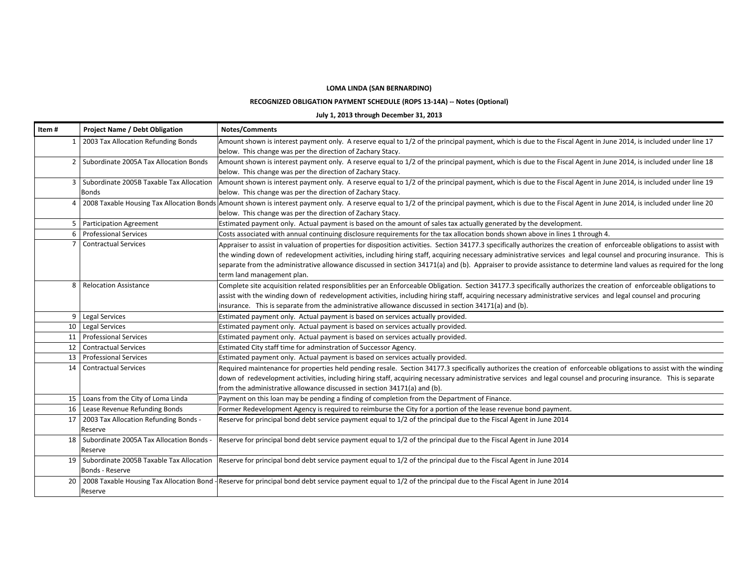**LOMA LINDA (SAN BERNARDINO)**

**RECOGNIZED OBLIGATION PAYMENT SCHEDULE (ROPS 13-14A) -- Notes (Optional)**

**July 1, 2013 through December 31, 2013**

| Item # | Project Name / Debt Obligation | Notes/Comments |
|---|---|---|
| 1 | 2003 Tax Allocation Refunding Bonds | Amount shown is interest payment only. A reserve equal to 1/2 of the principal payment, which is due to the Fiscal Agent in June 2014, is included under line 17 below. This change was per the direction of Zachary Stacy. |
| 2 | Subordinate 2005A Tax Allocation Bonds | Amount shown is interest payment only. A reserve equal to 1/2 of the principal payment, which is due to the Fiscal Agent in June 2014, is included under line 18 below. This change was per the direction of Zachary Stacy. |
| 3 | Subordinate 2005B Taxable Tax Allocation Bonds | Amount shown is interest payment only. A reserve equal to 1/2 of the principal payment, which is due to the Fiscal Agent in June 2014, is included under line 19 below. This change was per the direction of Zachary Stacy. |
| 4 | 2008 Taxable Housing Tax Allocation Bonds | Amount shown is interest payment only. A reserve equal to 1/2 of the principal payment, which is due to the Fiscal Agent in June 2014, is included under line 20 below. This change was per the direction of Zachary Stacy. |
| 5 | Participation Agreement | Estimated payment only. Actual payment is based on the amount of sales tax actually generated by the development. |
| 6 | Professional Services | Costs associated with annual continuing disclosure requirements for the tax allocation bonds shown above in lines 1 through 4. |
| 7 | Contractual Services | Appraiser to assist in valuation of properties for disposition activities. Section 34177.3 specifically authorizes the creation of enforceable obligations to assist with the winding down of redevelopment activities, including hiring staff, acquiring necessary administrative services and legal counsel and procuring insurance. This is separate from the administrative allowance discussed in section 34171(a) and (b). Appraiser to provide assistance to determine land values as required for the long term land management plan. |
| 8 | Relocation Assistance | Complete site acquisition related responsiblities per an Enforceable Obligation. Section 34177.3 specifically authorizes the creation of enforceable obligations to assist with the winding down of redevelopment activities, including hiring staff, acquiring necessary administrative services and legal counsel and procuring insurance. This is separate from the administrative allowance discussed in section 34171(a) and (b). |
| 9 | Legal Services | Estimated payment only. Actual payment is based on services actually provided. |
| 10 | Legal Services | Estimated payment only. Actual payment is based on services actually provided. |
| 11 | Professional Services | Estimated payment only. Actual payment is based on services actually provided. |
| 12 | Contractual Services | Estimated City staff time for adminstration of Successor Agency. |
| 13 | Professional Services | Estimated payment only. Actual payment is based on services actually provided. |
| 14 | Contractual Services | Required maintenance for properties held pending resale. Section 34177.3 specifically authorizes the creation of enforceable obligations to assist with the winding down of redevelopment activities, including hiring staff, acquiring necessary administrative services and legal counsel and procuring insurance. This is separate from the administrative allowance discussed in section 34171(a) and (b). |
| 15 | Loans from the City of Loma Linda | Payment on this loan may be pending a finding of completion from the Department of Finance. |
| 16 | Lease Revenue Refunding Bonds | Former Redevelopment Agency is required to reimburse the City for a portion of the lease revenue bond payment. |
| 17 | 2003 Tax Allocation Refunding Bonds - Reserve | Reserve for principal bond debt service payment equal to 1/2 of the principal due to the Fiscal Agent in June 2014 |
| 18 | Subordinate 2005A Tax Allocation Bonds - Reserve | Reserve for principal bond debt service payment equal to 1/2 of the principal due to the Fiscal Agent in June 2014 |
| 19 | Subordinate 2005B Taxable Tax Allocation Bonds - Reserve | Reserve for principal bond debt service payment equal to 1/2 of the principal due to the Fiscal Agent in June 2014 |
| 20 | 2008 Taxable Housing Tax Allocation Bond - Reserve | Reserve for principal bond debt service payment equal to 1/2 of the principal due to the Fiscal Agent in June 2014 |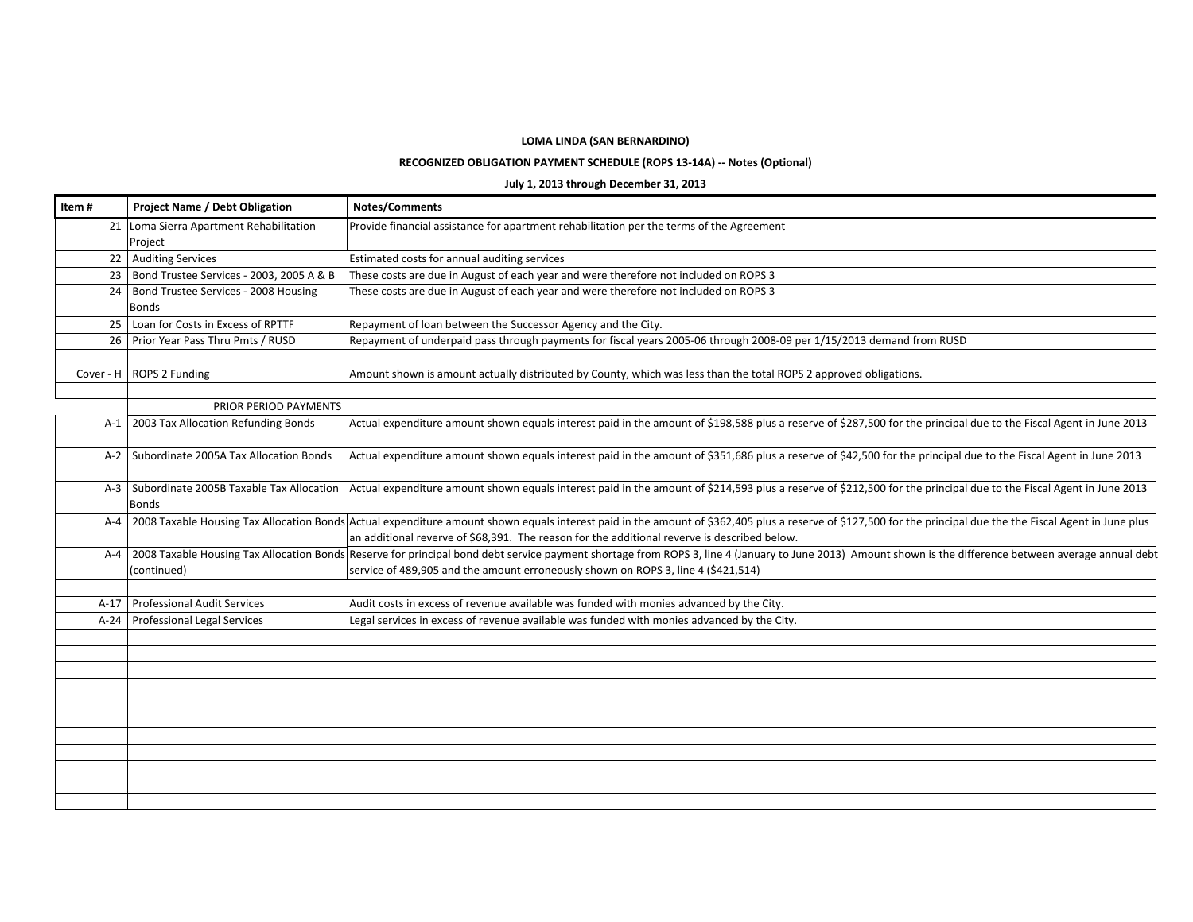**LOMA LINDA (SAN BERNARDINO)**

**RECOGNIZED OBLIGATION PAYMENT SCHEDULE (ROPS 13-14A) -- Notes (Optional)**

**July 1, 2013 through December 31, 2013**

| Item # | Project Name / Debt Obligation | Notes/Comments |
|---|---|---|
| 21 | Loma Sierra Apartment Rehabilitation Project | Provide financial assistance for apartment rehabilitation per the terms of the Agreement |
| 22 | Auditing Services | Estimated costs for annual auditing services |
| 23 | Bond Trustee Services - 2003, 2005 A & B | These costs are due in August of each year and were therefore not included on ROPS 3 |
| 24 | Bond Trustee Services - 2008 Housing Bonds | These costs are due in August of each year and were therefore not included on ROPS 3 |
| 25 | Loan for Costs in Excess of RPTTF | Repayment of loan between the Successor Agency and the City. |
| 26 | Prior Year Pass Thru Pmts / RUSD | Repayment of underpaid pass through payments for fiscal years 2005-06 through 2008-09 per 1/15/2013 demand from RUSD |
| | | |
| Cover - H | ROPS 2 Funding | Amount shown is amount actually distributed by County, which was less than the total ROPS 2 approved obligations. |
| | | |
| | PRIOR PERIOD PAYMENTS | |
| A-1 | 2003 Tax Allocation Refunding Bonds | Actual expenditure amount shown equals interest paid in the amount of $198,588 plus a reserve of $287,500 for the principal due to the Fiscal Agent in June 2013 |
| A-2 | Subordinate 2005A Tax Allocation Bonds | Actual expenditure amount shown equals interest paid in the amount of $351,686 plus a reserve of $42,500 for the principal due to the Fiscal Agent in June 2013 |
| A-3 | Subordinate 2005B Taxable Tax Allocation Bonds | Actual expenditure amount shown equals interest paid in the amount of $214,593 plus a reserve of $212,500 for the principal due to the Fiscal Agent in June 2013 |
| A-4 | 2008 Taxable Housing Tax Allocation Bonds | Actual expenditure amount shown equals interest paid in the amount of $362,405 plus a reserve of $127,500 for the principal due the the Fiscal Agent in June plus an additional reverve of $68,391. The reason for the additional reverve is described below. |
| A-4 | 2008 Taxable Housing Tax Allocation Bonds (continued) | Reserve for principal bond debt service payment shortage from ROPS 3, line 4 (January to June 2013) Amount shown is the difference between average annual debt service of 489,905 and the amount erroneously shown on ROPS 3, line 4 ($421,514) |
| | | |
| A-17 | Professional Audit Services | Audit costs in excess of revenue available was funded with monies advanced by the City. |
| A-24 | Professional Legal Services | Legal services in excess of revenue available was funded with monies advanced by the City. |